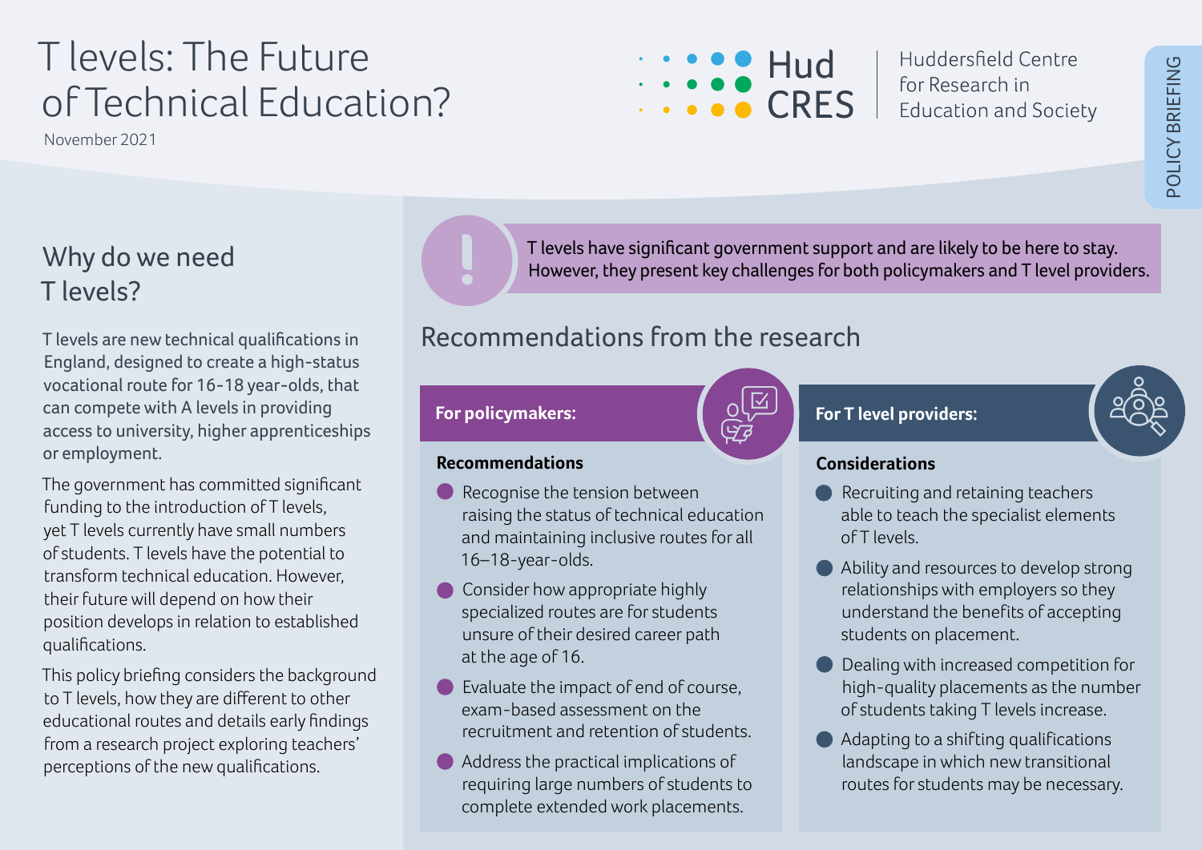# T levels: The Future of Technical Education?

November 2021

Hud CRES — Huddersfield Centre for Research in Education and Society

POLICY BRIEFING

## Why do we need T levels?

T levels are new technical qualifications in England, designed to create a high-status vocational route for 16-18 year-olds, that can compete with A levels in providing access to university, higher apprenticeships or employment.

The government has committed significant funding to the introduction of T levels, yet T levels currently have small numbers of students. T levels have the potential to transform technical education. However, their future will depend on how their position develops in relation to established qualifications.

This policy briefing considers the background to T levels, how they are different to other educational routes and details early findings from a research project exploring teachers' perceptions of the new qualifications.

**T levels have significant government support and are likely to be here to stay. However, they present key challenges for both policymakers and T level providers.**

## Recommendations from the research

### For policymakers:

**Recommendations**

- Recognise the tension between raising the status of technical education and maintaining inclusive routes for all 16–18-year-olds.
- Consider how appropriate highly specialized routes are for students unsure of their desired career path at the age of 16.
- Evaluate the impact of end of course, exam-based assessment on the recruitment and retention of students.
- Address the practical implications of requiring large numbers of students to complete extended work placements.

### For T level providers:

**Considerations**

- Recruiting and retaining teachers able to teach the specialist elements of T levels.
- Ability and resources to develop strong relationships with employers so they understand the benefits of accepting students on placement.
- Dealing with increased competition for high-quality placements as the number of students taking T levels increase.
- Adapting to a shifting qualifications landscape in which new transitional routes for students may be necessary.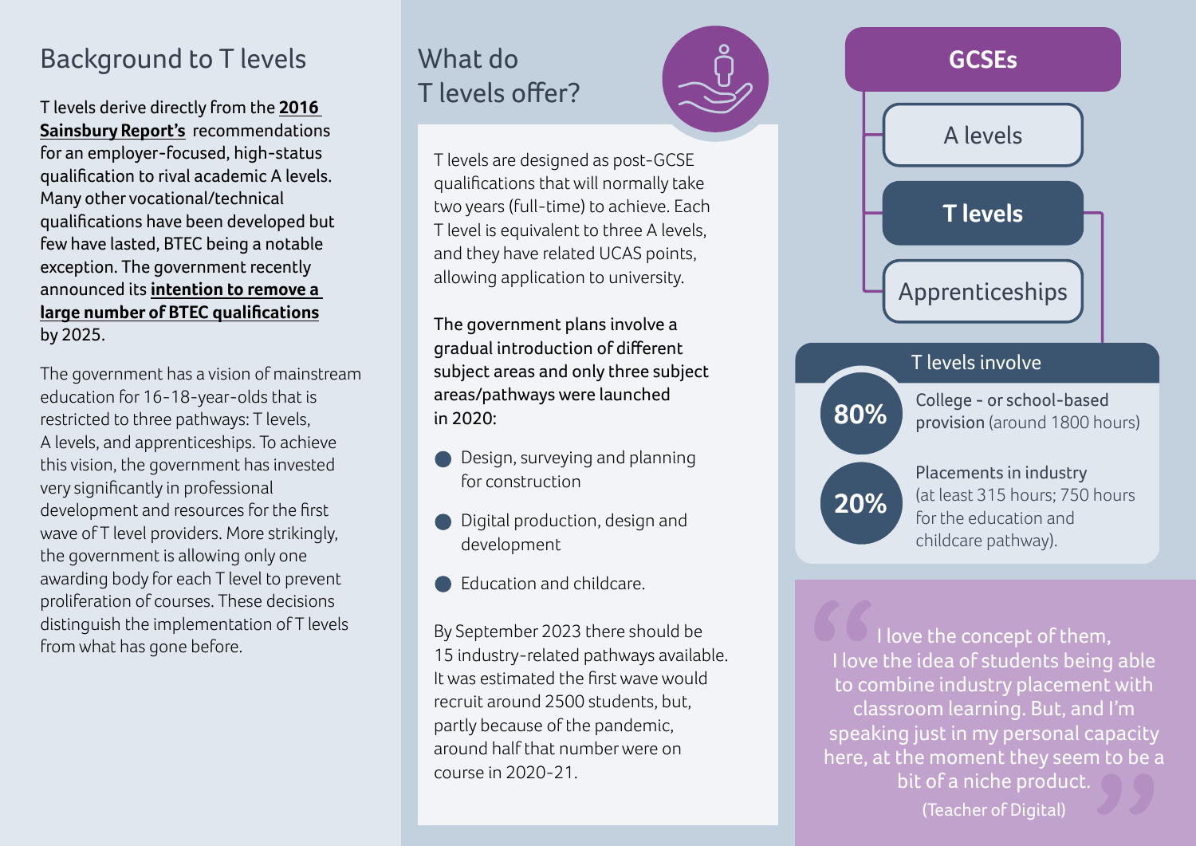## Background to T levels

T levels derive directly from the **2016 Sainsbury Report's** recommendations for an employer-focused, high-status qualification to rival academic A levels. Many other vocational/technical qualifications have been developed but few have lasted, BTEC being a notable exception. The government recently announced its **intention to remove a large number of BTEC qualifications** by 2025.

The government has a vision of mainstream education for 16-18-year-olds that is restricted to three pathways: T levels, A levels, and apprenticeships. To achieve this vision, the government has invested very significantly in professional development and resources for the first wave of T level providers. More strikingly, the government is allowing only one awarding body for each T level to prevent proliferation of courses. These decisions distinguish the implementation of T levels from what has gone before.

## What do T levels offer?

T levels are designed as post-GCSE qualifications that will normally take two years (full-time) to achieve. Each T level is equivalent to three A levels, and they have related UCAS points, allowing application to university.

The government plans involve a gradual introduction of different subject areas and only three subject areas/pathways were launched in 2020:

- Design, surveying and planning for construction
- Digital production, design and development
- Education and childcare.

By September 2023 there should be 15 industry-related pathways available. It was estimated the first wave would recruit around 2500 students, but, partly because of the pandemic, around half that number were on course in 2020-21.

**GCSEs**

- A levels
- **T levels**
- Apprenticeships

### T levels involve

**80%** College - or school-based provision (around 1800 hours)

**20%** Placements in industry (at least 315 hours; 750 hours for the education and childcare pathway).

> I love the concept of them, I love the idea of students being able to combine industry placement with classroom learning. But, and I'm speaking just in my personal capacity here, at the moment they seem to be a bit of a niche product.
>
> (Teacher of Digital)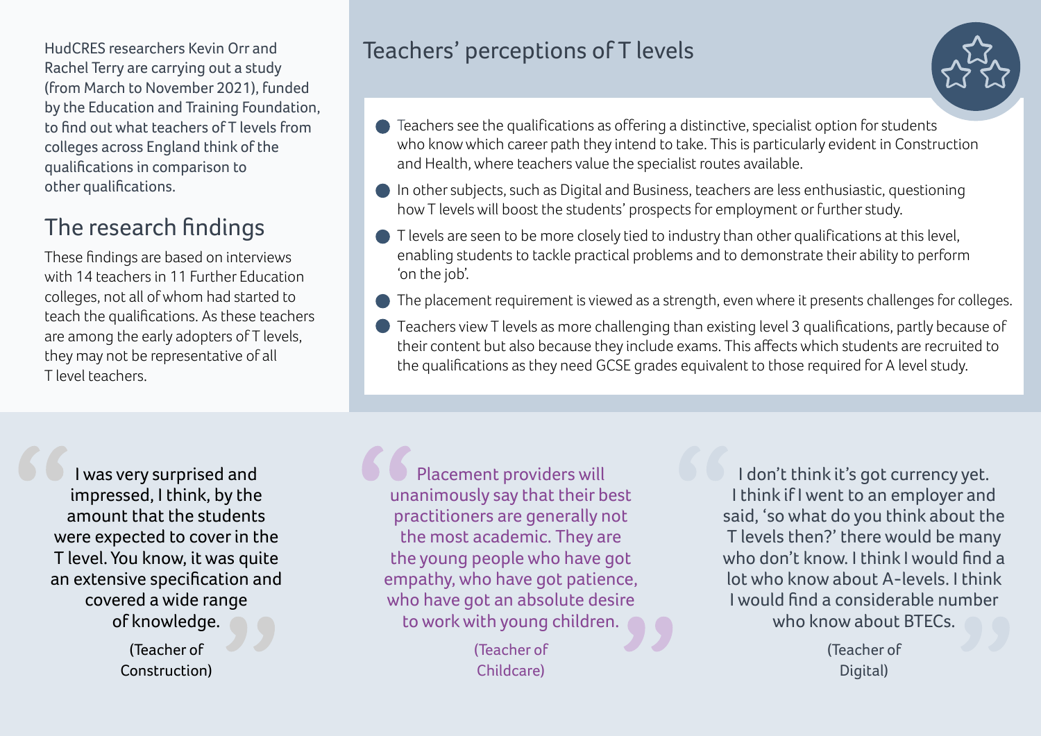HudCRES researchers Kevin Orr and Rachel Terry are carrying out a study (from March to November 2021), funded by the Education and Training Foundation, to find out what teachers of T levels from colleges across England think of the qualifications in comparison to other qualifications.

## The research findings

These findings are based on interviews with 14 teachers in 11 Further Education colleges, not all of whom had started to teach the qualifications. As these teachers are among the early adopters of T levels, they may not be representative of all T level teachers.

## Teachers' perceptions of T levels

- Teachers see the qualifications as offering a distinctive, specialist option for students who know which career path they intend to take. This is particularly evident in Construction and Health, where teachers value the specialist routes available.
- In other subjects, such as Digital and Business, teachers are less enthusiastic, questioning how T levels will boost the students' prospects for employment or further study.
- T levels are seen to be more closely tied to industry than other qualifications at this level, enabling students to tackle practical problems and to demonstrate their ability to perform 'on the job'.
- The placement requirement is viewed as a strength, even where it presents challenges for colleges.
- Teachers view T levels as more challenging than existing level 3 qualifications, partly because of their content but also because they include exams. This affects which students are recruited to the qualifications as they need GCSE grades equivalent to those required for A level study.

> "I was very surprised and impressed, I think, by the amount that the students were expected to cover in the T level. You know, it was quite an extensive specification and covered a wide range of knowledge."
>
> (Teacher of Construction)

> "Placement providers will unanimously say that their best practitioners are generally not the most academic. They are the young people who have got empathy, who have got patience, who have got an absolute desire to work with young children."
>
> (Teacher of Childcare)

> "I don't think it's got currency yet. I think if I went to an employer and said, 'so what do you think about the T levels then?' there would be many who don't know. I think I would find a lot who know about A-levels. I think I would find a considerable number who know about BTECs."
>
> (Teacher of Digital)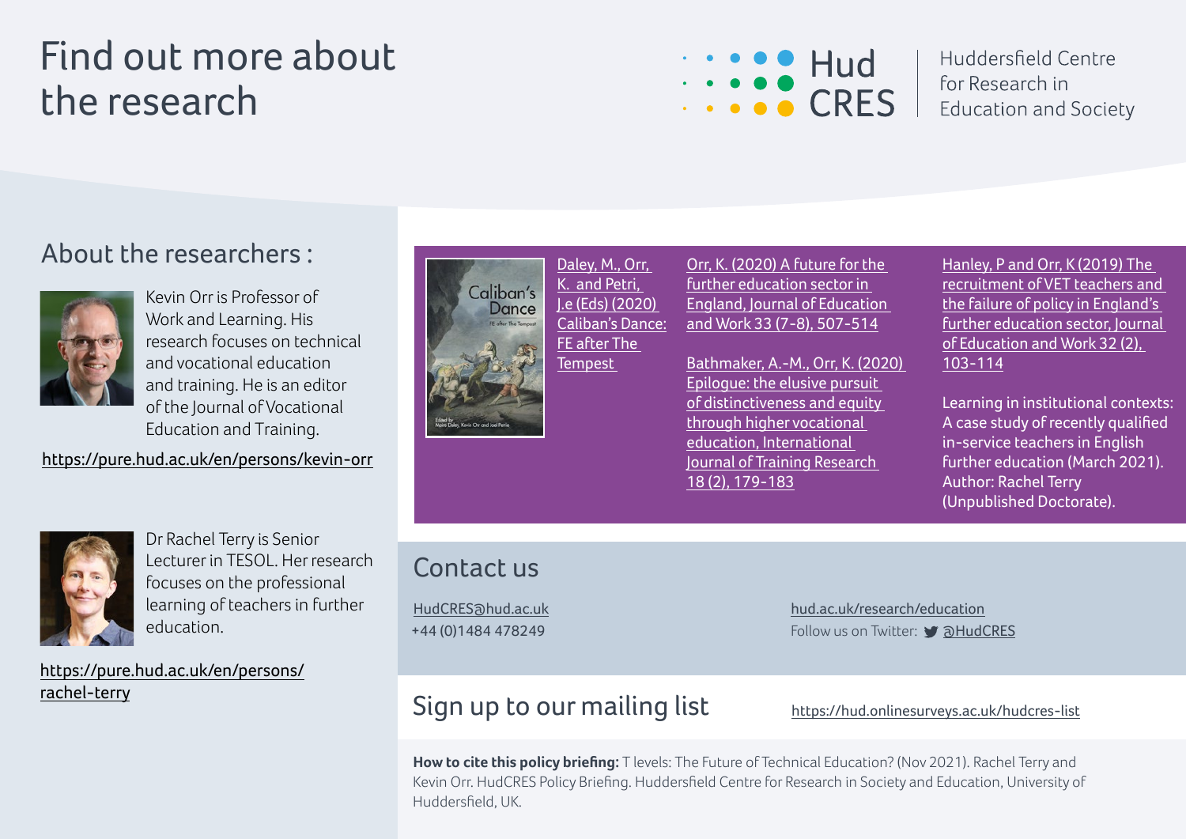# Find out more about the research

Hud CRES

Huddersfield Centre for Research in Education and Society

## About the researchers :

Kevin Orr is Professor of Work and Learning. His research focuses on technical and vocational education and training. He is an editor of the Journal of Vocational Education and Training.

https://pure.hud.ac.uk/en/persons/kevin-orr

Dr Rachel Terry is Senior Lecturer in TESOL. Her research focuses on the professional learning of teachers in further education.

https://pure.hud.ac.uk/en/persons/rachel-terry

Daley, M., Orr, K. and Petri, J.e (Eds) (2020) Caliban's Dance: FE after The Tempest

Orr, K. (2020) A future for the further education sector in England, Journal of Education and Work 33 (7-8), 507-514

Bathmaker, A.-M., Orr, K. (2020) Epilogue: the elusive pursuit of distinctiveness and equity through higher vocational education, International Journal of Training Research 18 (2), 179-183

Hanley, P and Orr, K (2019) The recruitment of VET teachers and the failure of policy in England's further education sector, Journal of Education and Work 32 (2), 103-114

Learning in institutional contexts: A case study of recently qualified in-service teachers in English further education (March 2021). Author: Rachel Terry (Unpublished Doctorate).

## Contact us

HudCRES@hud.ac.uk
+44 (0)1484 478249

hud.ac.uk/research/education
Follow us on Twitter: @HudCRES

## Sign up to our mailing list

https://hud.onlinesurveys.ac.uk/hudcres-list

**How to cite this policy briefing:** T levels: The Future of Technical Education? (Nov 2021). Rachel Terry and Kevin Orr. HudCRES Policy Briefing. Huddersfield Centre for Research in Society and Education, University of Huddersfield, UK.